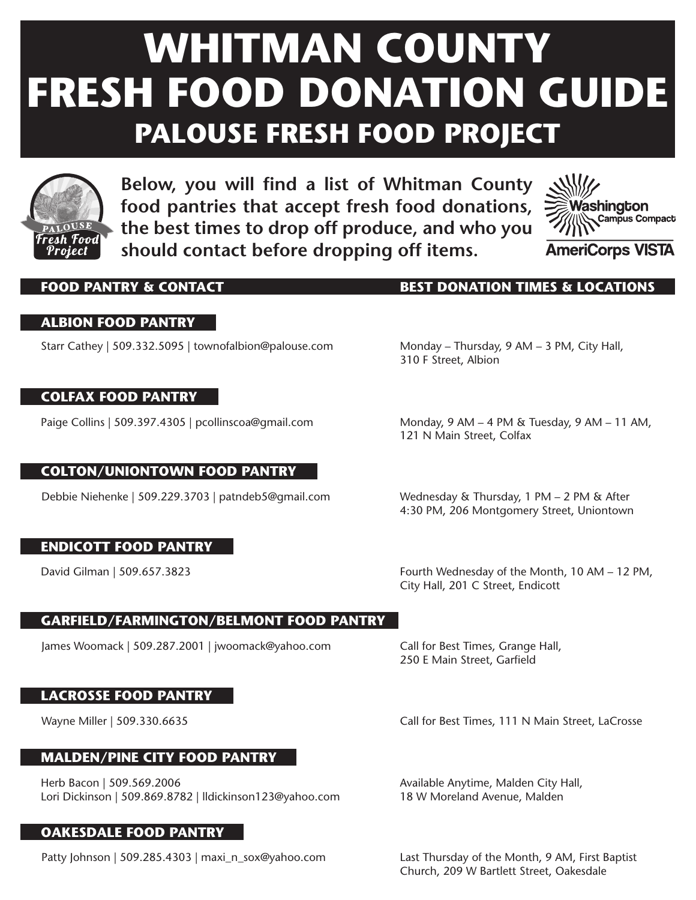# WHITMAN COUNTY FRESH FOOD DONATION GUIDE

## PALOUSE FRESH FOOD PROJECT

**Below, you will find a list of Whitman County food pantries that accept fresh food donations, the best times to drop off produce, and who you should contact before dropping off items.**

| FOOD PANTRY & CONTACT | BEST DONATION TIMES & LOCATIONS |
| --- | --- |
| **ALBION FOOD PANTRY** | |
| Starr Cathey \| 509.332.5095 \| townofalbion@palouse.com | Monday – Thursday, 9 AM – 3 PM, City Hall, 310 F Street, Albion |
| **COLFAX FOOD PANTRY** | |
| Paige Collins \| 509.397.4305 \| pcollinscoa@gmail.com | Monday, 9 AM – 4 PM & Tuesday, 9 AM – 11 AM, 121 N Main Street, Colfax |
| **COLTON/UNIONTOWN FOOD PANTRY** | |
| Debbie Niehenke \| 509.229.3703 \| patndeb5@gmail.com | Wednesday & Thursday, 1 PM – 2 PM & After 4:30 PM, 206 Montgomery Street, Uniontown |
| **ENDICOTT FOOD PANTRY** | |
| David Gilman \| 509.657.3823 | Fourth Wednesday of the Month, 10 AM – 12 PM, City Hall, 201 C Street, Endicott |
| **GARFIELD/FARMINGTON/BELMONT FOOD PANTRY** | |
| James Woomack \| 509.287.2001 \| jwoomack@yahoo.com | Call for Best Times, Grange Hall, 250 E Main Street, Garfield |
| **LACROSSE FOOD PANTRY** | |
| Wayne Miller \| 509.330.6635 | Call for Best Times, 111 N Main Street, LaCrosse |
| **MALDEN/PINE CITY FOOD PANTRY** | |
| Herb Bacon \| 509.569.2006<br>Lori Dickinson \| 509.869.8782 \| lldickinson123@yahoo.com | Available Anytime, Malden City Hall, 18 W Moreland Avenue, Malden |
| **OAKESDALE FOOD PANTRY** | |
| Patty Johnson \| 509.285.4303 \| maxi_n_sox@yahoo.com | Last Thursday of the Month, 9 AM, First Baptist Church, 209 W Bartlett Street, Oakesdale |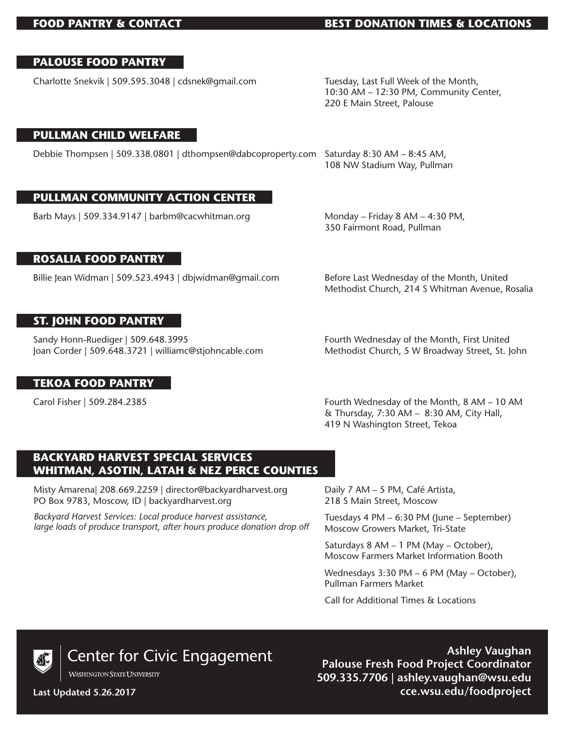| FOOD PANTRY & CONTACT | BEST DONATION TIMES & LOCATIONS |
| --- | --- |
| **PALOUSE FOOD PANTRY** | |
| Charlotte Snekvik \| 509.595.3048 \| cdsnek@gmail.com | Tuesday, Last Full Week of the Month, 10:30 AM – 12:30 PM, Community Center, 220 E Main Street, Palouse |
| **PULLMAN CHILD WELFARE** | |
| Debbie Thompsen \| 509.338.0801 \| dthompsen@dabcoproperty.com | Saturday 8:30 AM – 8:45 AM, 108 NW Stadium Way, Pullman |
| **PULLMAN COMMUNITY ACTION CENTER** | |
| Barb Mays \| 509.334.9147 \| barbm@cacwhitman.org | Monday – Friday 8 AM – 4:30 PM, 350 Fairmont Road, Pullman |
| **ROSALIA FOOD PANTRY** | |
| Billie Jean Widman \| 509.523.4943 \| dbjwidman@gmail.com | Before Last Wednesday of the Month, United Methodist Church, 214 S Whitman Avenue, Rosalia |
| **ST. JOHN FOOD PANTRY** | |
| Sandy Honn-Ruediger \| 509.648.3995<br>Joan Corder \| 509.648.3721 \| williamc@stjohncable.com | Fourth Wednesday of the Month, First United Methodist Church, 5 W Broadway Street, St. John |
| **TEKOA FOOD PANTRY** | |
| Carol Fisher \| 509.284.2385 | Fourth Wednesday of the Month, 8 AM – 10 AM & Thursday, 7:30 AM – 8:30 AM, City Hall, 419 N Washington Street, Tekoa |
| **BACKYARD HARVEST SPECIAL SERVICES WHITMAN, ASOTIN, LATAH & NEZ PERCE COUNTIES** | |
| Misty Amarena\| 208.669.2259 \| director@backyardharvest.org<br>PO Box 9783, Moscow, ID \| backyardharvest.org<br>*Backyard Harvest Services: Local produce harvest assistance, large loads of produce transport, after hours produce donation drop off* | Daily 7 AM – 5 PM, Café Artista, 218 S Main Street, Moscow<br>Tuesdays 4 PM – 6:30 PM (June – September) Moscow Growers Market, Tri-State<br>Saturdays 8 AM – 1 PM (May – October), Moscow Farmers Market Information Booth<br>Wednesdays 3:30 PM – 6 PM (May – October), Pullman Farmers Market<br>Call for Additional Times & Locations |

Center for Civic Engagement
Washington State University

**Last Updated 5.26.2017**

**Ashley Vaughan**
**Palouse Fresh Food Project Coordinator**
**509.335.7706 | ashley.vaughan@wsu.edu**
**cce.wsu.edu/foodproject**